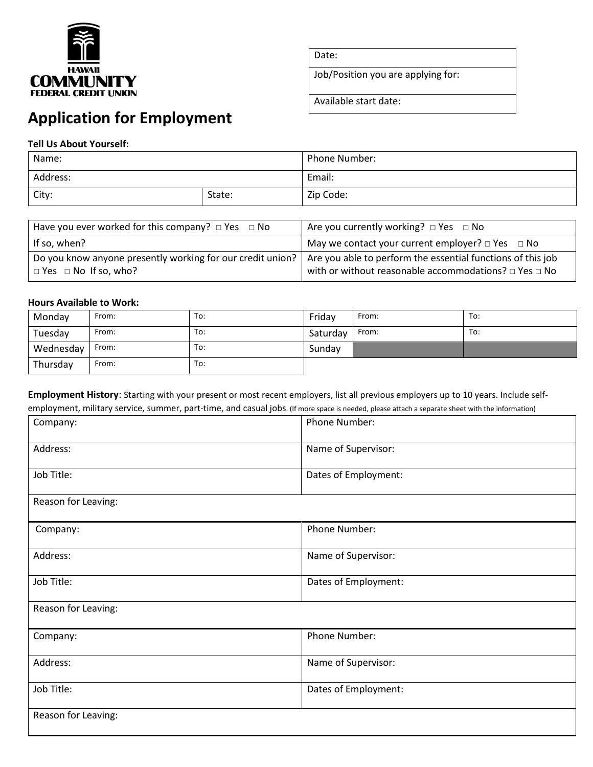HAWAII COMMUNITY FEDERAL CREDIT UNION

| Date: |
|---|
| Job/Position you are applying for: |
| Available start date: |

# Application for Employment

**Tell Us About Yourself:**

| Name: | | Phone Number: |
|---|---|---|
| Address: | | Email: |
| City: | State: | Zip Code: |

| Have you ever worked for this company? □ Yes □ No | Are you currently working? □ Yes □ No |
|---|---|
| If so, when? | May we contact your current employer? □ Yes □ No |
| Do you know anyone presently working for our credit union? □ Yes □ No If so, who? | Are you able to perform the essential functions of this job with or without reasonable accommodations? □ Yes □ No |

**Hours Available to Work:**

| Monday | From: | To: | Friday | From: | To: |
|---|---|---|---|---|---|
| Tuesday | From: | To: | Saturday | From: | To: |
| Wednesday | From: | To: | Sunday | | |
| Thursday | From: | To: | | | |

**Employment History**: Starting with your present or most recent employers, list all previous employers up to 10 years. Include self-employment, military service, summer, part-time, and casual jobs. (If more space is needed, please attach a separate sheet with the information)

| Company: | Phone Number: |
|---|---|
| Address: | Name of Supervisor: |
| Job Title: | Dates of Employment: |
| Reason for Leaving: | |

| Company: | Phone Number: |
|---|---|
| Address: | Name of Supervisor: |
| Job Title: | Dates of Employment: |
| Reason for Leaving: | |

| Company: | Phone Number: |
|---|---|
| Address: | Name of Supervisor: |
| Job Title: | Dates of Employment: |
| Reason for Leaving: | |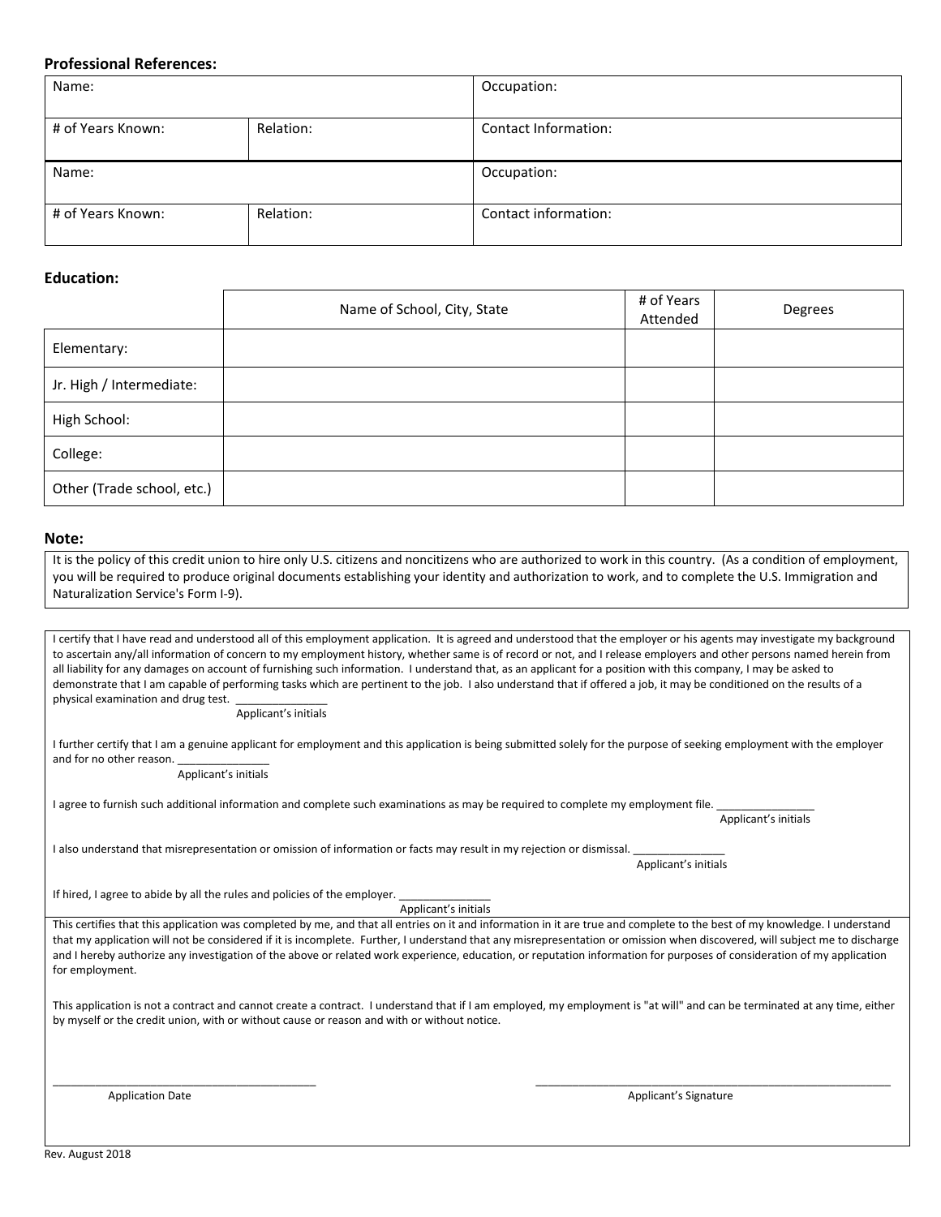**Professional References:**

| | | |
|---|---|---|
| Name: | | Occupation: |
| # of Years Known: | Relation: | Contact Information: |
| Name: | | Occupation: |
| # of Years Known: | Relation: | Contact information: |

**Education:**

| | Name of School, City, State | # of Years Attended | Degrees |
|---|---|---|---|
| Elementary: | | | |
| Jr. High / Intermediate: | | | |
| High School: | | | |
| College: | | | |
| Other (Trade school, etc.) | | | |

**Note:**

It is the policy of this credit union to hire only U.S. citizens and noncitizens who are authorized to work in this country. (As a condition of employment, you will be required to produce original documents establishing your identity and authorization to work, and to complete the U.S. Immigration and Naturalization Service's Form I-9).

I certify that I have read and understood all of this employment application. It is agreed and understood that the employer or his agents may investigate my background to ascertain any/all information of concern to my employment history, whether same is of record or not, and I release employers and other persons named herein from all liability for any damages on account of furnishing such information. I understand that, as an applicant for a position with this company, I may be asked to demonstrate that I am capable of performing tasks which are pertinent to the job. I also understand that if offered a job, it may be conditioned on the results of a physical examination and drug test. _______________
Applicant's initials

I further certify that I am a genuine applicant for employment and this application is being submitted solely for the purpose of seeking employment with the employer and for no other reason. _______________
Applicant's initials

I agree to furnish such additional information and complete such examinations as may be required to complete my employment file. _______________
Applicant's initials

I also understand that misrepresentation or omission of information or facts may result in my rejection or dismissal. _______________
Applicant's initials

If hired, I agree to abide by all the rules and policies of the employer. _______________
Applicant's initials

This certifies that this application was completed by me, and that all entries on it and information in it are true and complete to the best of my knowledge. I understand that my application will not be considered if it is incomplete. Further, I understand that any misrepresentation or omission when discovered, will subject me to discharge and I hereby authorize any investigation of the above or related work experience, education, or reputation information for purposes of consideration of my application for employment.

This application is not a contract and cannot create a contract. I understand that if I am employed, my employment is "at will" and can be terminated at any time, either by myself or the credit union, with or without cause or reason and with or without notice.

_______________________________________ _______________________________________
Application Date Applicant's Signature

Rev. August 2018